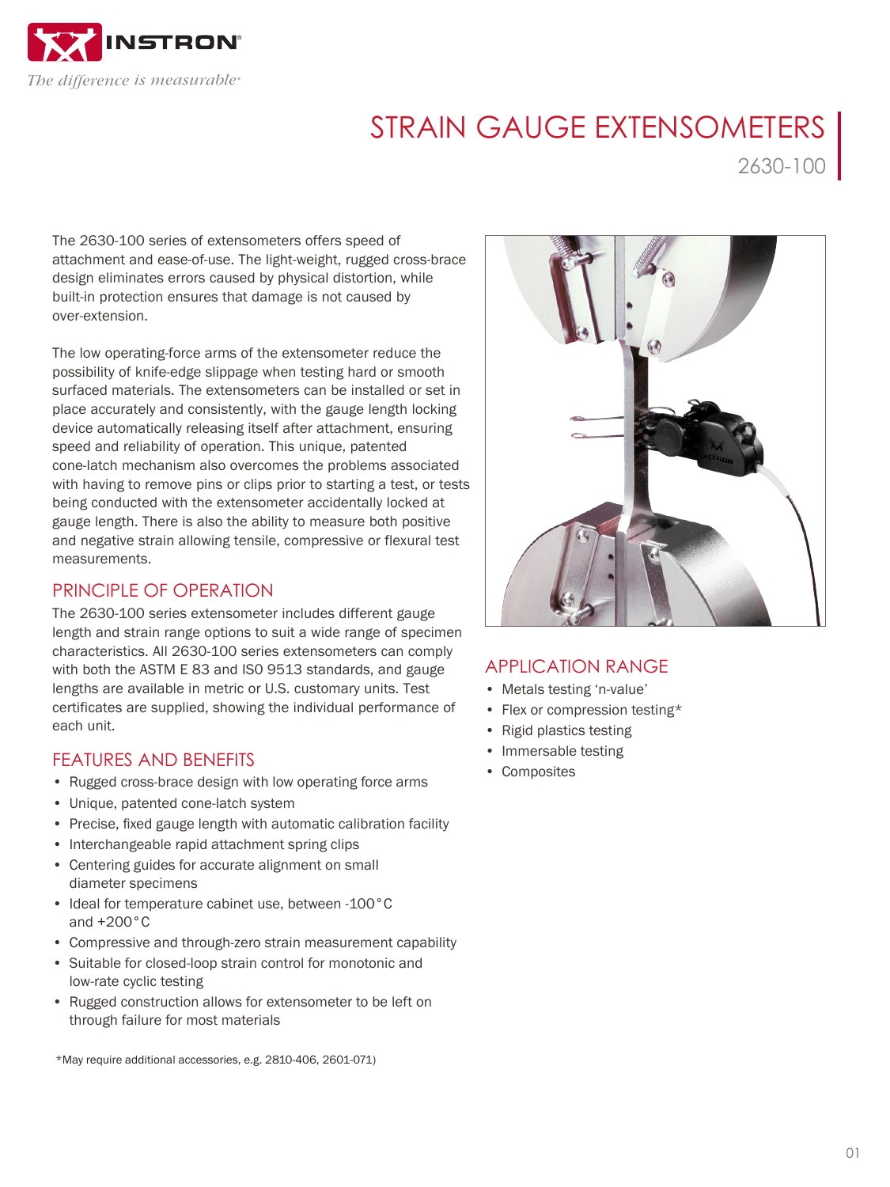INSTRON

*The difference is measurable*

# STRAIN GAUGE EXTENSOMETERS

2630-100

The 2630-100 series of extensometers offers speed of attachment and ease-of-use. The light-weight, rugged cross-brace design eliminates errors caused by physical distortion, while built-in protection ensures that damage is not caused by over-extension.

The low operating-force arms of the extensometer reduce the possibility of knife-edge slippage when testing hard or smooth surfaced materials. The extensometers can be installed or set in place accurately and consistently, with the gauge length locking device automatically releasing itself after attachment, ensuring speed and reliability of operation. This unique, patented cone-latch mechanism also overcomes the problems associated with having to remove pins or clips prior to starting a test, or tests being conducted with the extensometer accidentally locked at gauge length. There is also the ability to measure both positive and negative strain allowing tensile, compressive or flexural test measurements.

## PRINCIPLE OF OPERATION

The 2630-100 series extensometer includes different gauge length and strain range options to suit a wide range of specimen characteristics. All 2630-100 series extensometers can comply with both the ASTM E 83 and IS0 9513 standards, and gauge lengths are available in metric or U.S. customary units. Test certificates are supplied, showing the individual performance of each unit.

## FEATURES AND BENEFITS

- Rugged cross-brace design with low operating force arms
- Unique, patented cone-latch system
- Precise, fixed gauge length with automatic calibration facility
- Interchangeable rapid attachment spring clips
- Centering guides for accurate alignment on small diameter specimens
- Ideal for temperature cabinet use, between -100°C and +200°C
- Compressive and through-zero strain measurement capability
- Suitable for closed-loop strain control for monotonic and low-rate cyclic testing
- Rugged construction allows for extensometer to be left on through failure for most materials

## APPLICATION RANGE

- Metals testing 'n-value'
- Flex or compression testing*
- Rigid plastics testing
- Immersable testing
- Composites

*May require additional accessories, e.g. 2810-406, 2601-071)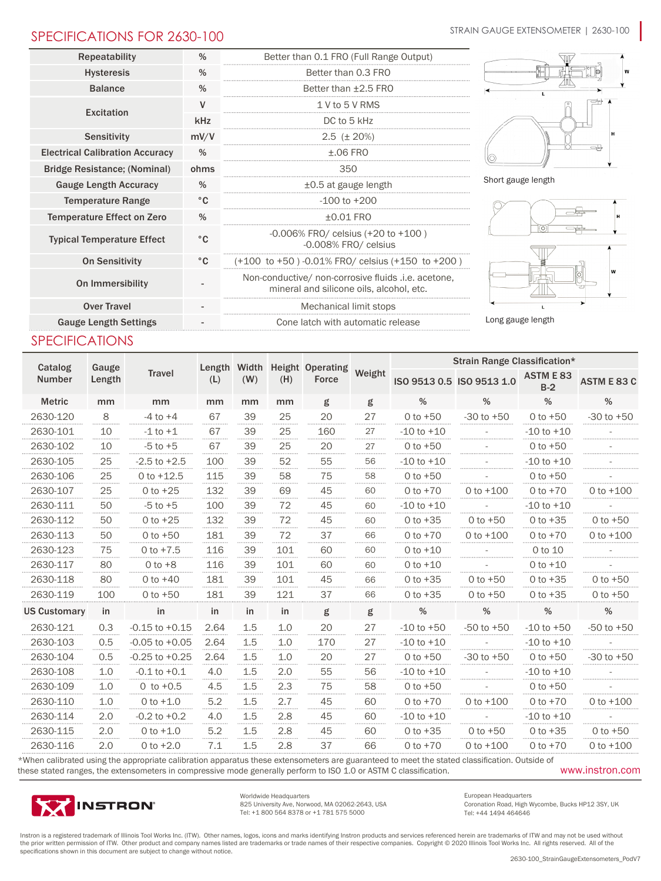## SPECIFICATIONS FOR 2630-100

| | | |
|---|---|---|
| Repeatability | % | Better than 0.1 FRO (Full Range Output) |
| Hysteresis | % | Better than 0.3 FRO |
| Balance | % | Better than ±2.5 FRO |
| Excitation | V | 1 V to 5 V RMS |
| | kHz | DC to 5 kHz |
| Sensitivity | mV/V | 2.5 (± 20%) |
| Electrical Calibration Accuracy | % | ±.06 FRO |
| Bridge Resistance; (Nominal) | ohms | 350 |
| Gauge Length Accuracy | % | ±0.5 at gauge length |
| Temperature Range | °C | -100 to +200 |
| Temperature Effect on Zero | % | ±0.01 FRO |
| Typical Temperature Effect | °C | -0.006% FRO/ celsius (+20 to +100 ) -0.008% FRO/ celsius |
| On Sensitivity | °C | (+100 to +50 ) -0.01% FRO/ celsius (+150 to +200 ) |
| On Immersibility | - | Non-conductive/ non-corrosive fluids .i.e. acetone, mineral and silicone oils, alcohol, etc. |
| Over Travel | - | Mechanical limit stops |
| Gauge Length Settings | - | Cone latch with automatic release |

Short gauge length

Long gauge length

## SPECIFICATIONS

| Catalog Number | Gauge Length | Travel | Length (L) | Width (W) | Height (H) | Operating Force | Weight | Strain Range Classification* | | | |
|---|---|---|---|---|---|---|---|---|---|---|---|
| | | | | | | | | ISO 9513 0.5 | ISO 9513 1.0 | ASTM E 83 B-2 | ASTM E 83 C |
| **Metric** | mm | mm | mm | mm | mm | g | g | % | % | % | % |
| 2630-120 | 8 | -4 to +4 | 67 | 39 | 25 | 20 | 27 | 0 to +50 | -30 to +50 | 0 to +50 | -30 to +50 |
| 2630-101 | 10 | -1 to +1 | 67 | 39 | 25 | 160 | 27 | -10 to +10 | - | -10 to +10 | - |
| 2630-102 | 10 | -5 to +5 | 67 | 39 | 25 | 20 | 27 | 0 to +50 | - | 0 to +50 | - |
| 2630-105 | 25 | -2.5 to +2.5 | 100 | 39 | 52 | 55 | 56 | -10 to +10 | - | -10 to +10 | - |
| 2630-106 | 25 | 0 to +12.5 | 115 | 39 | 58 | 75 | 58 | 0 to +50 | - | 0 to +50 | - |
| 2630-107 | 25 | 0 to +25 | 132 | 39 | 69 | 45 | 60 | 0 to +70 | 0 to +100 | 0 to +70 | 0 to +100 |
| 2630-111 | 50 | -5 to +5 | 100 | 39 | 72 | 45 | 60 | -10 to +10 | - | -10 to +10 | - |
| 2630-112 | 50 | 0 to +25 | 132 | 39 | 72 | 45 | 60 | 0 to +35 | 0 to +50 | 0 to +35 | 0 to +50 |
| 2630-113 | 50 | 0 to +50 | 181 | 39 | 72 | 37 | 66 | 0 to +70 | 0 to +100 | 0 to +70 | 0 to +100 |
| 2630-123 | 75 | 0 to +7.5 | 116 | 39 | 101 | 60 | 60 | 0 to +10 | - | 0 to 10 | - |
| 2630-117 | 80 | 0 to +8 | 116 | 39 | 101 | 60 | 60 | 0 to +10 | - | 0 to +10 | - |
| 2630-118 | 80 | 0 to +40 | 181 | 39 | 101 | 45 | 66 | 0 to +35 | 0 to +50 | 0 to +35 | 0 to +50 |
| 2630-119 | 100 | 0 to +50 | 181 | 39 | 121 | 37 | 66 | 0 to +35 | 0 to +50 | 0 to +35 | 0 to +50 |
| **US Customary** | in | in | in | in | in | g | g | % | % | % | % |
| 2630-121 | 0.3 | -0.15 to +0.15 | 2.64 | 1.5 | 1.0 | 20 | 27 | -10 to +50 | -50 to +50 | -10 to +50 | -50 to +50 |
| 2630-103 | 0.5 | -0.05 to +0.05 | 2.64 | 1.5 | 1.0 | 170 | 27 | -10 to +10 | - | -10 to +10 | - |
| 2630-104 | 0.5 | -0.25 to +0.25 | 2.64 | 1.5 | 1.0 | 20 | 27 | 0 to +50 | -30 to +50 | 0 to +50 | -30 to +50 |
| 2630-108 | 1.0 | -0.1 to +0.1 | 4.0 | 1.5 | 2.0 | 55 | 56 | -10 to +10 | - | -10 to +10 | - |
| 2630-109 | 1.0 | 0 to +0.5 | 4.5 | 1.5 | 2.3 | 75 | 58 | 0 to +50 | - | 0 to +50 | - |
| 2630-110 | 1.0 | 0 to +1.0 | 5.2 | 1.5 | 2.7 | 45 | 60 | 0 to +70 | 0 to +100 | 0 to +70 | 0 to +100 |
| 2630-114 | 2.0 | -0.2 to +0.2 | 4.0 | 1.5 | 2.8 | 45 | 60 | -10 to +10 | - | -10 to +10 | - |
| 2630-115 | 2.0 | 0 to +1.0 | 5.2 | 1.5 | 2.8 | 45 | 60 | 0 to +35 | 0 to +50 | 0 to +35 | 0 to +50 |
| 2630-116 | 2.0 | 0 to +2.0 | 7.1 | 1.5 | 2.8 | 37 | 66 | 0 to +70 | 0 to +100 | 0 to +70 | 0 to +100 |

*When calibrated using the appropriate calibration apparatus these extensometers are guaranteed to meet the stated classification. Outside of these stated ranges, the extensometers in compressive mode generally perform to ISO 1.0 or ASTM C classification.

www.instron.com

INSTRON®

Worldwide Headquarters
825 University Ave, Norwood, MA 02062-2643, USA
Tel: +1 800 564 8378 or +1 781 575 5000

European Headquarters
Coronation Road, High Wycombe, Bucks HP12 3SY, UK
Tel: +44 1494 464646

Instron is a registered trademark of Illinois Tool Works Inc. (ITW). Other names, logos, icons and marks identifying Instron products and services referenced herein are trademarks of ITW and may not be used without the prior written permission of ITW. Other product and company names listed are trademarks or trade names of their respective companies. Copyright © 2020 Illinois Tool Works Inc. All rights reserved. All of the specifications shown in this document are subject to change without notice.

2630-100_StrainGaugeExtensometers_PodV7